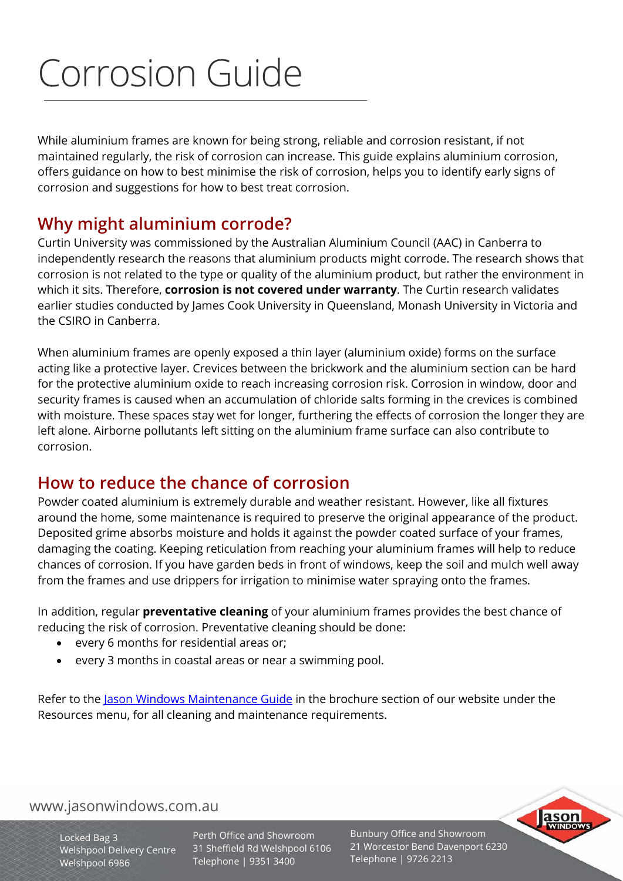# Corrosion Guide

While aluminium frames are known for being strong, reliable and corrosion resistant, if not maintained regularly, the risk of corrosion can increase. This guide explains aluminium corrosion, offers guidance on how to best minimise the risk of corrosion, helps you to identify early signs of corrosion and suggestions for how to best treat corrosion.

## Why might aluminium corrode?

Curtin University was commissioned by the Australian Aluminium Council (AAC) in Canberra to independently research the reasons that aluminium products might corrode. The research shows that corrosion is not related to the type or quality of the aluminium product, but rather the environment in which it sits. Therefore, **corrosion is not covered under warranty**. The Curtin research validates earlier studies conducted by James Cook University in Queensland, Monash University in Victoria and the CSIRO in Canberra.

When aluminium frames are openly exposed a thin layer (aluminium oxide) forms on the surface acting like a protective layer. Crevices between the brickwork and the aluminium section can be hard for the protective aluminium oxide to reach increasing corrosion risk. Corrosion in window, door and security frames is caused when an accumulation of chloride salts forming in the crevices is combined with moisture. These spaces stay wet for longer, furthering the effects of corrosion the longer they are left alone. Airborne pollutants left sitting on the aluminium frame surface can also contribute to corrosion.

## How to reduce the chance of corrosion

Powder coated aluminium is extremely durable and weather resistant. However, like all fixtures around the home, some maintenance is required to preserve the original appearance of the product. Deposited grime absorbs moisture and holds it against the powder coated surface of your frames, damaging the coating. Keeping reticulation from reaching your aluminium frames will help to reduce chances of corrosion. If you have garden beds in front of windows, keep the soil and mulch well away from the frames and use drippers for irrigation to minimise water spraying onto the frames.

In addition, regular **preventative cleaning** of your aluminium frames provides the best chance of reducing the risk of corrosion. Preventative cleaning should be done:

- every 6 months for residential areas or;
- every 3 months in coastal areas or near a swimming pool.

Refer to the Jason Windows Maintenance Guide in the brochure section of our website under the Resources menu, for all cleaning and maintenance requirements.

www.jasonwindows.com.au

Locked Bag 3
Welshpool Delivery Centre
Welshpool 6986

Perth Office and Showroom
31 Sheffield Rd Welshpool 6106
Telephone | 9351 3400

Bunbury Office and Showroom
21 Worcestor Bend Davenport 6230
Telephone | 9726 2213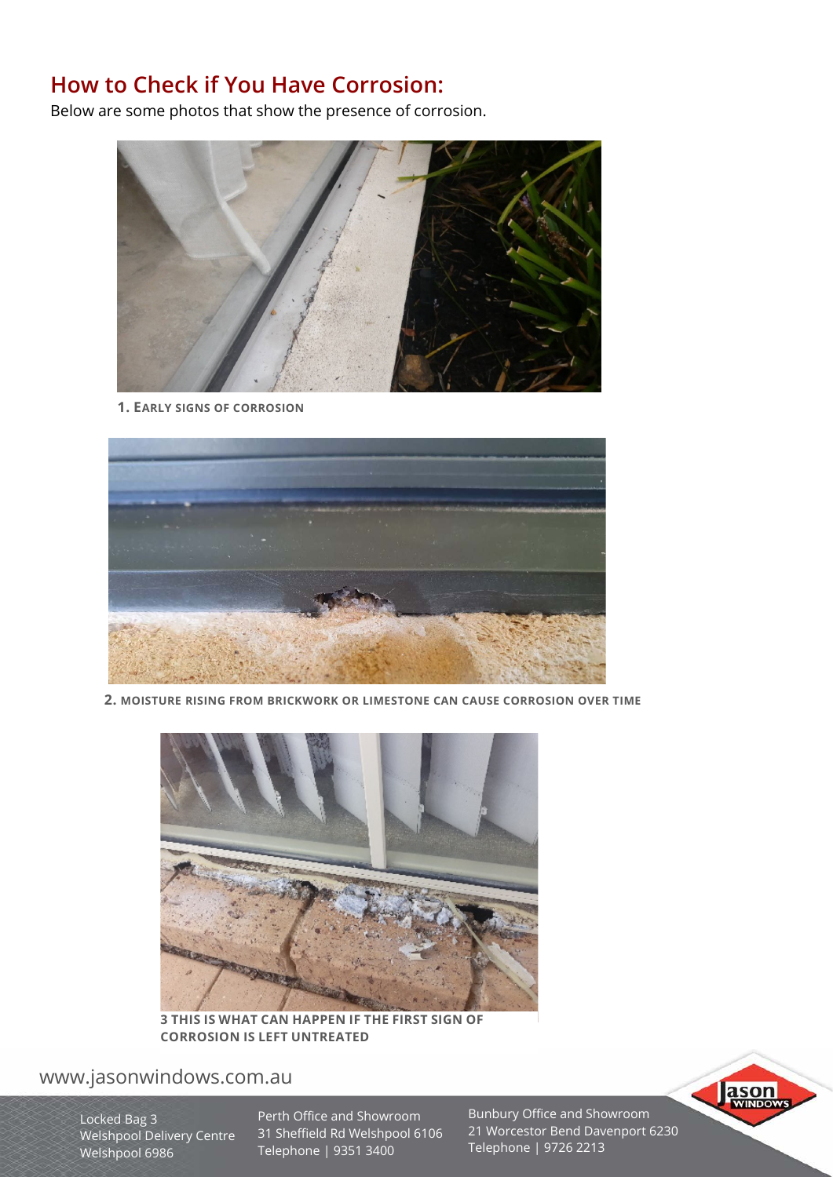## How to Check if You Have Corrosion:

Below are some photos that show the presence of corrosion.

**1. EARLY SIGNS OF CORROSION**

**2. MOISTURE RISING FROM BRICKWORK OR LIMESTONE CAN CAUSE CORROSION OVER TIME**

**3 THIS IS WHAT CAN HAPPEN IF THE FIRST SIGN OF CORROSION IS LEFT UNTREATED**

www.jasonwindows.com.au

Locked Bag 3
Welshpool Delivery Centre
Welshpool 6986

Perth Office and Showroom
31 Sheffield Rd Welshpool 6106
Telephone | 9351 3400

Bunbury Office and Showroom
21 Worcestor Bend Davenport 6230
Telephone | 9726 2213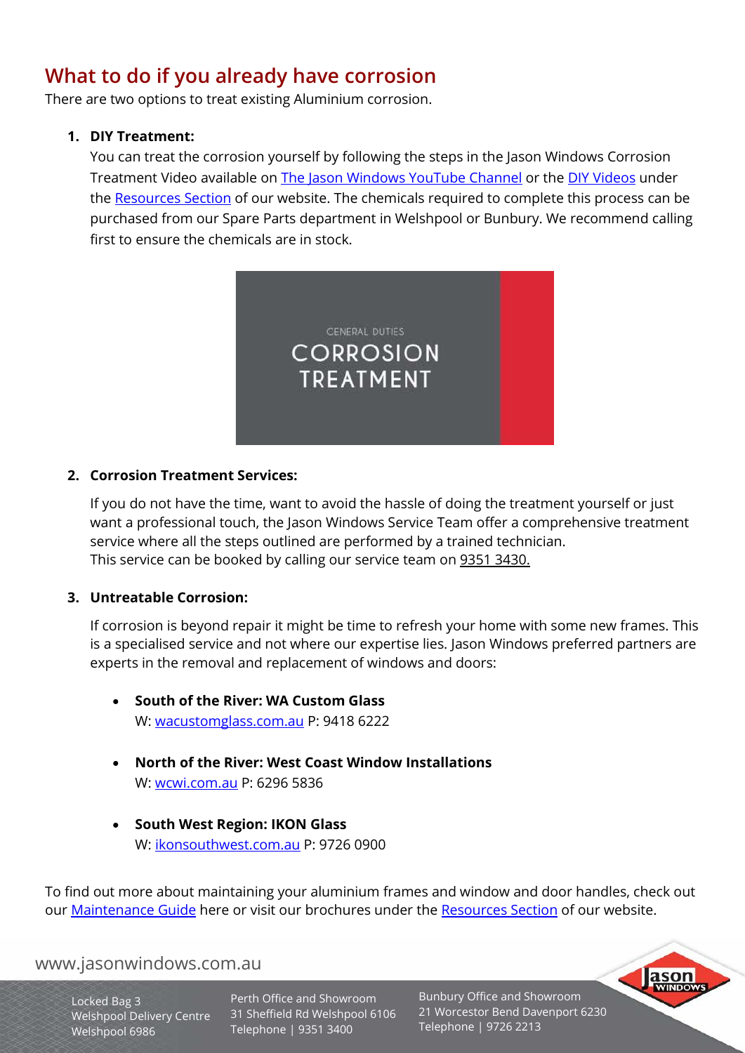## What to do if you already have corrosion

There are two options to treat existing Aluminium corrosion.

1. **DIY Treatment:**
   You can treat the corrosion yourself by following the steps in the Jason Windows Corrosion Treatment Video available on The Jason Windows YouTube Channel or the DIY Videos under the Resources Section of our website. The chemicals required to complete this process can be purchased from our Spare Parts department in Welshpool or Bunbury. We recommend calling first to ensure the chemicals are in stock.

2. **Corrosion Treatment Services:**

   If you do not have the time, want to avoid the hassle of doing the treatment yourself or just want a professional touch, the Jason Windows Service Team offer a comprehensive treatment service where all the steps outlined are performed by a trained technician.
   This service can be booked by calling our service team on 9351 3430.

3. **Untreatable Corrosion:**

   If corrosion is beyond repair it might be time to refresh your home with some new frames. This is a specialised service and not where our expertise lies. Jason Windows preferred partners are experts in the removal and replacement of windows and doors:

   - **South of the River: WA Custom Glass**
     W: wacustomglass.com.au P: 9418 6222

   - **North of the River: West Coast Window Installations**
     W: wcwi.com.au P: 6296 5836

   - **South West Region: IKON Glass**
     W: ikonsouthwest.com.au P: 9726 0900

To find out more about maintaining your aluminium frames and window and door handles, check out our Maintenance Guide here or visit our brochures under the Resources Section of our website.